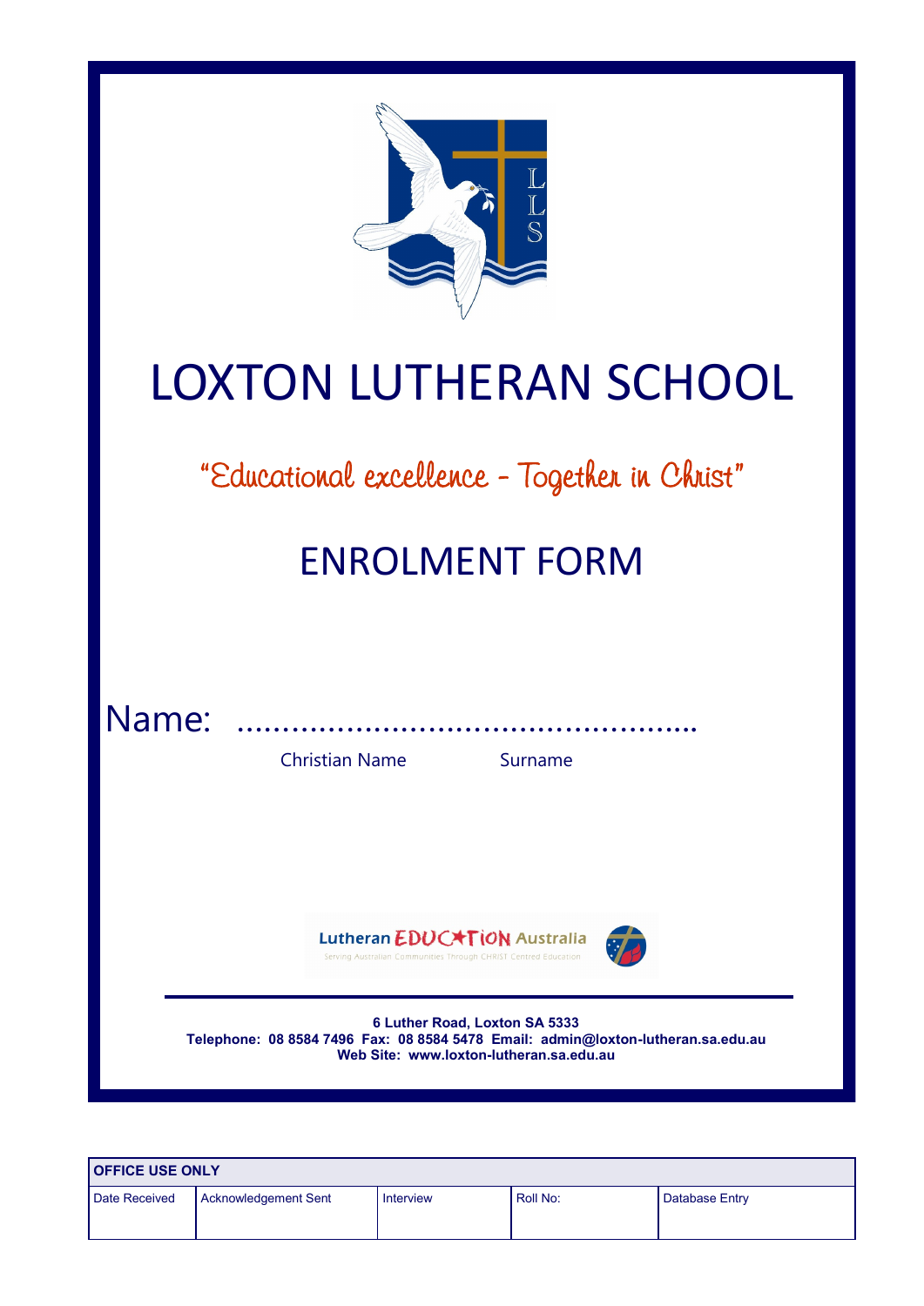# LOXTON LUTHERAN SCHOOL

*"Educational excellence - Together in Christ"*

## ENROLMENT FORM

Name: ……………………………………………..

Christian Name Surname

Lutheran EDUCATION Australia
Serving Australian Communities Through CHRIST Centred Education

**6 Luther Road, Loxton SA 5333**
**Telephone: 08 8584 7496 Fax: 08 8584 5478 Email: admin@loxton-lutheran.sa.edu.au**
**Web Site: www.loxton-lutheran.sa.edu.au**

| **OFFICE USE ONLY** | | | | |
|---|---|---|---|---|
| Date Received | Acknowledgement Sent | Interview | Roll No: | Database Entry |
| | | | | |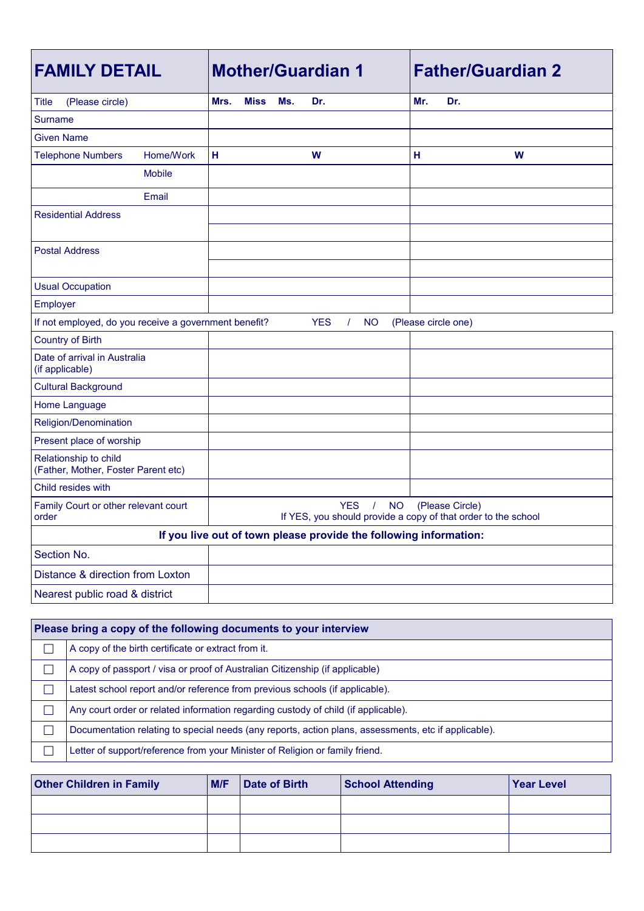| FAMILY DETAIL | | Mother/Guardian 1 | | Father/Guardian 2 | |
|---|---|---|---|---|---|
| Title (Please circle) | | Mrs. Miss Ms. Dr. | | Mr. Dr. | |
| Surname | | | | | |
| Given Name | | | | | |
| Telephone Numbers | Home/Work | H | W | H | W |
| | Mobile | | | | |
| | Email | | | | |
| Residential Address | | | | | |
| | | | | | |
| Postal Address | | | | | |
| | | | | | |
| Usual Occupation | | | | | |
| Employer | | | | | |
| If not employed, do you receive a government benefit? YES / NO (Please circle one) | | | | | |
| Country of Birth | | | | | |
| Date of arrival in Australia (if applicable) | | | | | |
| Cultural Background | | | | | |
| Home Language | | | | | |
| Religion/Denomination | | | | | |
| Present place of worship | | | | | |
| Relationship to child (Father, Mother, Foster Parent etc) | | | | | |
| Child resides with | | | | | |
| Family Court or other relevant court order | | YES / NO (Please Circle) If YES, you should provide a copy of that order to the school | | | |
| **If you live out of town please provide the following information:** | | | | | |
| Section No. | | | | | |
| Distance & direction from Loxton | | | | | |
| Nearest public road & district | | | | | |

| | Please bring a copy of the following documents to your interview |
|---|---|
| ☐ | A copy of the birth certificate or extract from it. |
| ☐ | A copy of passport / visa or proof of Australian Citizenship (if applicable) |
| ☐ | Latest school report and/or reference from previous schools (if applicable). |
| ☐ | Any court order or related information regarding custody of child (if applicable). |
| ☐ | Documentation relating to special needs (any reports, action plans, assessments, etc if applicable). |
| ☐ | Letter of support/reference from your Minister of Religion or family friend. |

| Other Children in Family | M/F | Date of Birth | School Attending | Year Level |
|---|---|---|---|---|
| | | | | |
| | | | | |
| | | | | |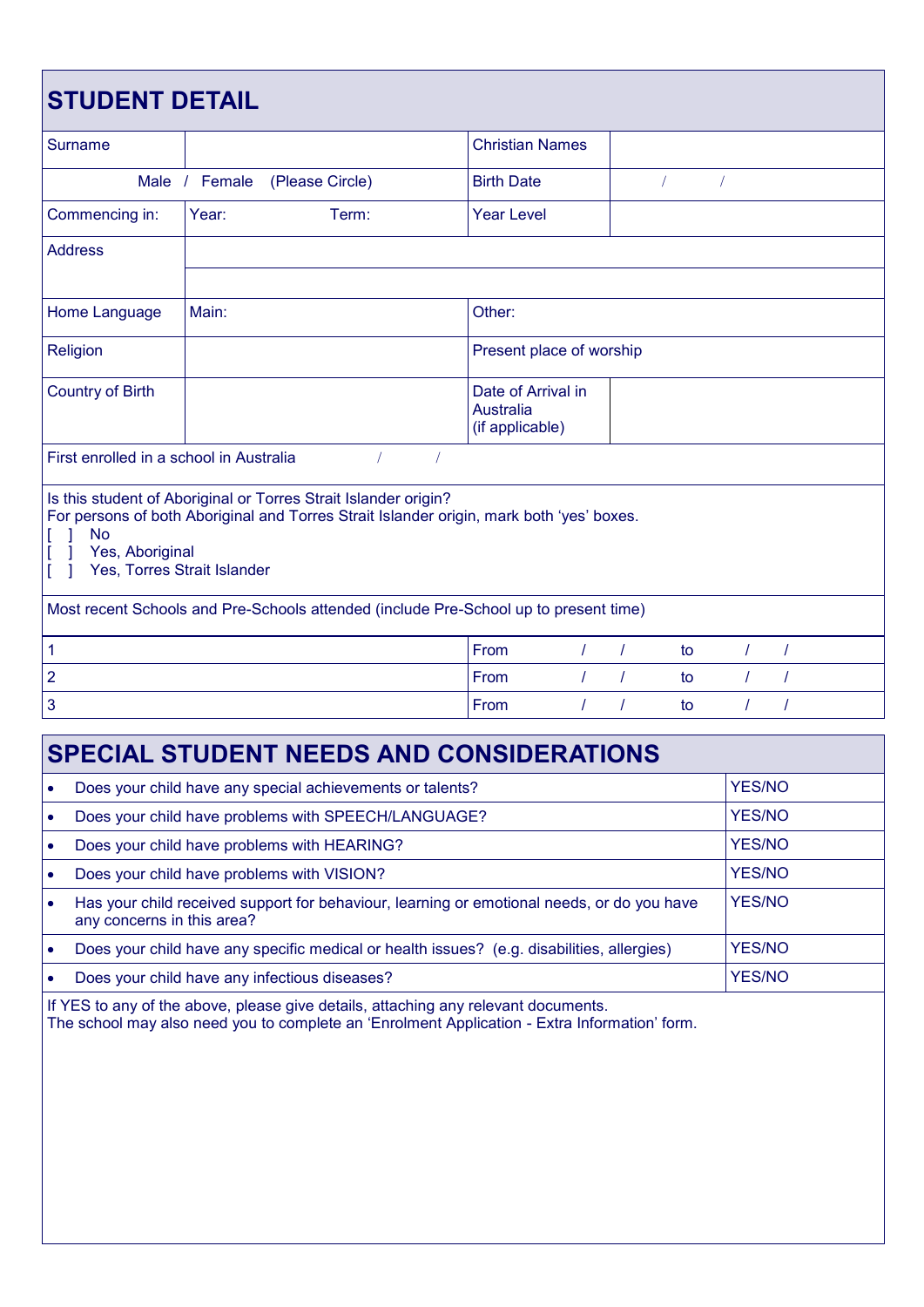## STUDENT DETAIL

| Surname | | Christian Names | |
|---|---|---|---|
| Male / Female (Please Circle) | | Birth Date | / / |
| Commencing in: | Year: Term: | Year Level | |
| Address | | | |
| | | | |
| Home Language | Main: | Other: | |
| Religion | | Present place of worship | |
| Country of Birth | | Date of Arrival in Australia (if applicable) | |

First enrolled in a school in Australia / /

Is this student of Aboriginal or Torres Strait Islander origin?
For persons of both Aboriginal and Torres Strait Islander origin, mark both 'yes' boxes.

[ ] No
[ ] Yes, Aboriginal
[ ] Yes, Torres Strait Islander

Most recent Schools and Pre-Schools attended (include Pre-School up to present time)

| | |
|---|---|
| 1 | From / / to / / |
| 2 | From / / to / / |
| 3 | From / / to / / |

## SPECIAL STUDENT NEEDS AND CONSIDERATIONS

| Question | Answer |
|---|---|
| • Does your child have any special achievements or talents? | YES/NO |
| • Does your child have problems with SPEECH/LANGUAGE? | YES/NO |
| • Does your child have problems with HEARING? | YES/NO |
| • Does your child have problems with VISION? | YES/NO |
| • Has your child received support for behaviour, learning or emotional needs, or do you have any concerns in this area? | YES/NO |
| • Does your child have any specific medical or health issues? (e.g. disabilities, allergies) | YES/NO |
| • Does your child have any infectious diseases? | YES/NO |

If YES to any of the above, please give details, attaching any relevant documents.
The school may also need you to complete an 'Enrolment Application - Extra Information' form.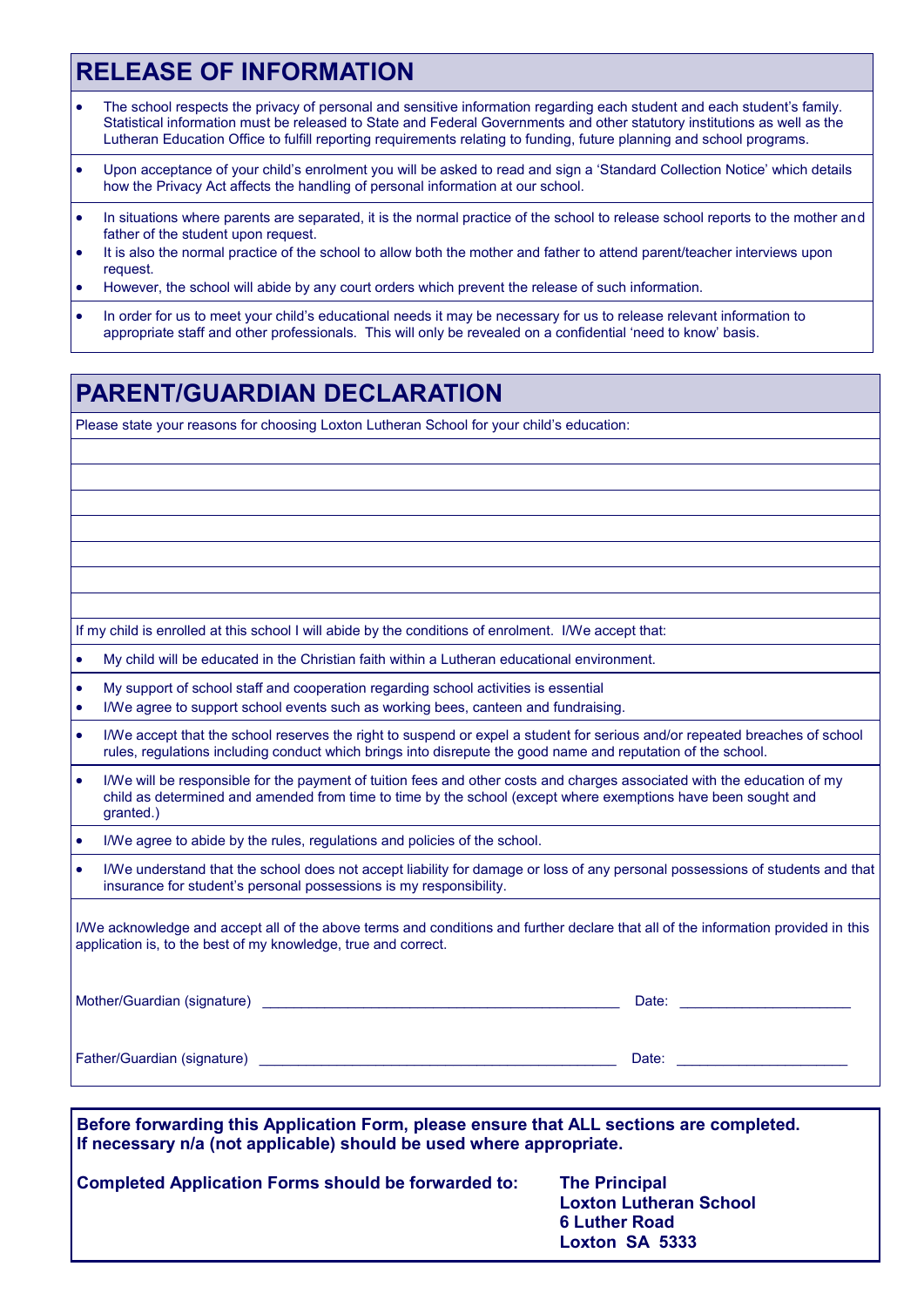## RELEASE OF INFORMATION

- The school respects the privacy of personal and sensitive information regarding each student and each student's family. Statistical information must be released to State and Federal Governments and other statutory institutions as well as the Lutheran Education Office to fulfill reporting requirements relating to funding, future planning and school programs.
- Upon acceptance of your child's enrolment you will be asked to read and sign a 'Standard Collection Notice' which details how the Privacy Act affects the handling of personal information at our school.
- In situations where parents are separated, it is the normal practice of the school to release school reports to the mother and father of the student upon request.
- It is also the normal practice of the school to allow both the mother and father to attend parent/teacher interviews upon request.
- However, the school will abide by any court orders which prevent the release of such information.
- In order for us to meet your child's educational needs it may be necessary for us to release relevant information to appropriate staff and other professionals. This will only be revealed on a confidential 'need to know' basis.

## PARENT/GUARDIAN DECLARATION

Please state your reasons for choosing Loxton Lutheran School for your child's education:

If my child is enrolled at this school I will abide by the conditions of enrolment. I/We accept that:

- My child will be educated in the Christian faith within a Lutheran educational environment.
- My support of school staff and cooperation regarding school activities is essential
- I/We agree to support school events such as working bees, canteen and fundraising.
- I/We accept that the school reserves the right to suspend or expel a student for serious and/or repeated breaches of school rules, regulations including conduct which brings into disrepute the good name and reputation of the school.
- I/We will be responsible for the payment of tuition fees and other costs and charges associated with the education of my child as determined and amended from time to time by the school (except where exemptions have been sought and granted.)
- I/We agree to abide by the rules, regulations and policies of the school.
- I/We understand that the school does not accept liability for damage or loss of any personal possessions of students and that insurance for student's personal possessions is my responsibility.

I/We acknowledge and accept all of the above terms and conditions and further declare that all of the information provided in this application is, to the best of my knowledge, true and correct.

Mother/Guardian (signature) ______________________________ Date: ________________

Father/Guardian (signature) ______________________________ Date: ________________

**Before forwarding this Application Form, please ensure that ALL sections are completed.**
**If necessary n/a (not applicable) should be used where appropriate.**

**Completed Application Forms should be forwarded to:**

**The Principal**
**Loxton Lutheran School**
**6 Luther Road**
**Loxton SA 5333**